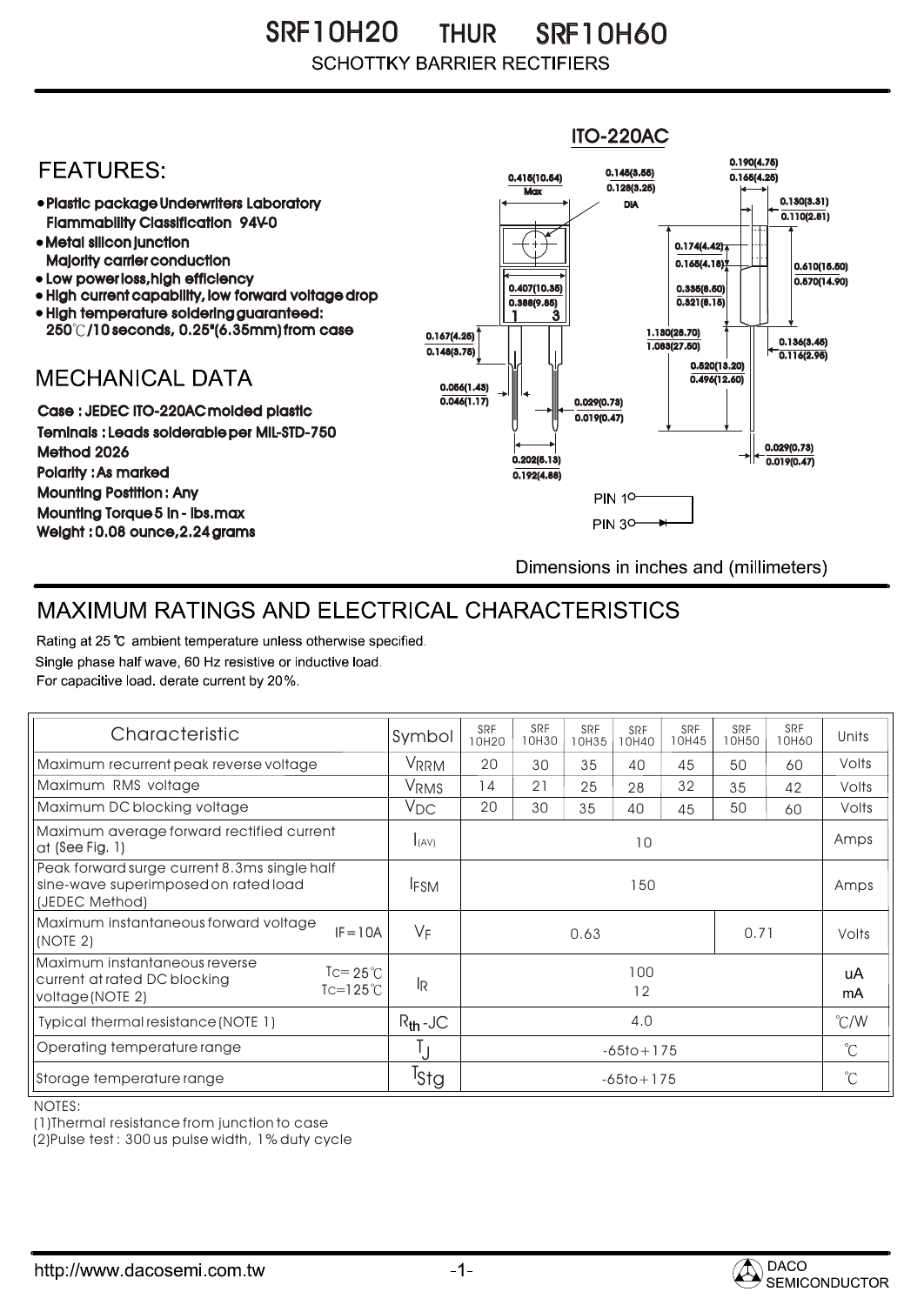# SRF10H20 THUR SRF10H60

SCHOTTKY BARRIER RECTIFIERS

## FEATURES:

- Plastic package Underwriters Laboratory Flammability Classification 94V-0
- Metal silicon junction Majority carrier conduction
- Low power loss, high efficiency
- High current capability, low forward voltage drop
- High temperature soldering guaranteed: 250℃/10 seconds, 0.25"(6.35mm) from case

## MECHANICAL DATA

Case : JEDEC ITO-220AC molded plastic

Teminals : Leads solderable per MIL-STD-750 Method 2026

Polarity : As marked

Mounting Postition : Any

Mounting Torque 5 in - lbs.max

Weight : 0.08 ounce, 2.24 grams

ITO-220AC

0.415(10.54) Max; 0.145(3.55) 0.128(3.25) DIA; 0.190(4.75) 0.165(4.25); 0.130(3.31) 0.110(2.81); 0.174(4.42) 0.165(4.18); 0.610(15.50) 0.570(14.90); 0.407(10.35) 0.388(9.85); 0.335(8.50) 0.321(8.15); 0.167(4.25) 0.148(3.75); 1.130(28.70) 1.083(27.50); 0.136(3.45) 0.116(2.95); 0.520(13.20) 0.495(12.60); 0.056(1.43) 0.046(1.17); 0.029(0.73) 0.019(0.47); 0.202(5.13) 0.192(4.88); 0.029(0.73) 0.019(0.47)

PIN 1, PIN 3

Dimensions in inches and (millimeters)

## MAXIMUM RATINGS AND ELECTRICAL CHARACTERISTICS

Rating at 25 ℃ ambient temperature unless otherwise specified.
Single phase half wave, 60 Hz resistive or inductive load.
For capacitive load. derate current by 20%.

| Characteristic | Symbol | SRF 10H20 | SRF 10H30 | SRF 10H35 | SRF 10H40 | SRF 10H45 | SRF 10H50 | SRF 10H60 | Units |
|---|---|---|---|---|---|---|---|---|---|
| Maximum recurrent peak reverse voltage | $V_{RRM}$ | 20 | 30 | 35 | 40 | 45 | 50 | 60 | Volts |
| Maximum RMS voltage | $V_{RMS}$ | 14 | 21 | 25 | 28 | 32 | 35 | 42 | Volts |
| Maximum DC blocking voltage | $V_{DC}$ | 20 | 30 | 35 | 40 | 45 | 50 | 60 | Volts |
| Maximum average forward rectified current at (See Fig. 1) | $I_{(AV)}$ | 10 | | | | | | | Amps |
| Peak forward surge current 8.3ms single half sine-wave superimposed on rated load (JEDEC Method) | $I_{FSM}$ | 150 | | | | | | | Amps |
| Maximum instantaneous forward voltage (NOTE 2) IF=10A | $V_F$ | 0.63 | | | | | 0.71 | | Volts |
| Maximum instantaneous reverse current at rated DC blocking voltage(NOTE 2) $T_C$= 25℃ / $T_C$=125℃ | $I_R$ | 100 / 12 | | | | | | | uA / mA |
| Typical thermal resistance (NOTE 1) | $R_{th}$-JC | 4.0 | | | | | | | ℃/W |
| Operating temperature range | $T_J$ | -65to+175 | | | | | | | ℃ |
| Storage temperature range | $T_{Stg}$ | -65to+175 | | | | | | | ℃ |

NOTES:

(1)Thermal resistance from junction to case

(2)Pulse test : 300 us pulse width, 1% duty cycle

http://www.dacosemi.com.tw

DACO SEMICONDUCTOR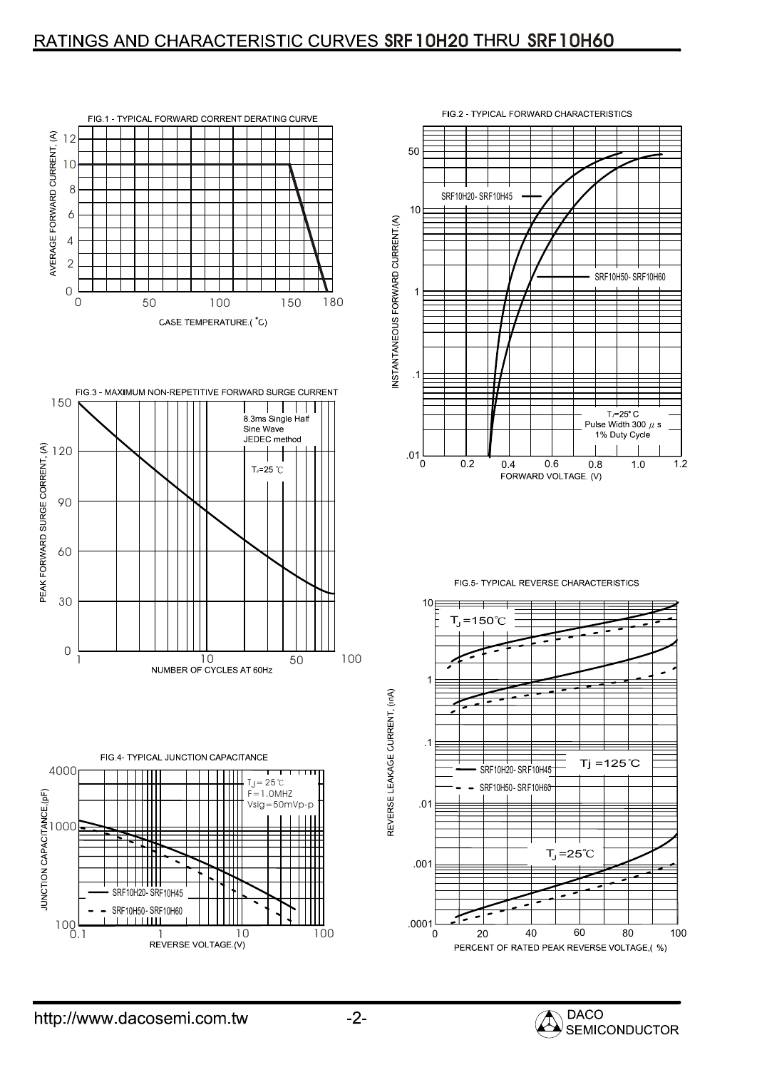# RATINGS AND CHARACTERISTIC CURVES SRF10H20 THRU SRF10H60

FIG.1 - TYPICAL FORWARD CORRENT DERATING CURVE

AVERAGE FORWARD CURRENT, (A)

12
10
8
6
4
2
0

0 50 100 150 180

CASE TEMPERATURE.( °C)

FIG.2 - TYPICAL FORWARD CHARACTERISTICS

INSTANTANEOUS FORWARD CURRENT,(A)

50
10
1
.1
.01

0 0.2 0.4 0.6 0.8 1.0 1.2

FORWARD VOLTAGE. (V)

SRF10H20- SRF10H45

SRF10H50- SRF10H60

$T_J$=25° C
Pulse Width 300 $\mu$ s
1% Duty Cycle

FIG.3 - MAXIMUM NON-REPETITIVE FORWARD SURGE CURRENT

PEAK FORWARD SURGE CORRENT, (A)

150
120
90
60
30
0

1 10 50 100

NUMBER OF CYCLES AT 60Hz

8.3ms Single Half
Sine Wave
JEDEC method

$T_J$=25 ℃

FIG.4- TYPICAL JUNCTION CAPACITANCE

JUNCTION CAPACITANCE,(pF)

4000
1000
100

0.1 1 10 100

REVERSE VOLTAGE.(V)

$T_J$ = 25 ℃
F = 1.0MHZ
Vsig = 50mVp-p

SRF10H20- SRF10H45

SRF10H50- SRF10H60

FIG.5- TYPICAL REVERSE CHARACTERISTICS

REVERSE LEAKAGE CURRENT, (mA)

10
1
.1
.01
.001
.0001

0 20 40 60 80 100

PERCENT OF RATED PEAK REVERSE VOLTAGE,( %)

$T_J$ =150℃

Tj =125℃

$T_J$ =25℃

SRF10H20- SRF10H45

SRF10H50- SRF10H60

http://www.dacosemi.com.tw

DACO SEMICONDUCTOR